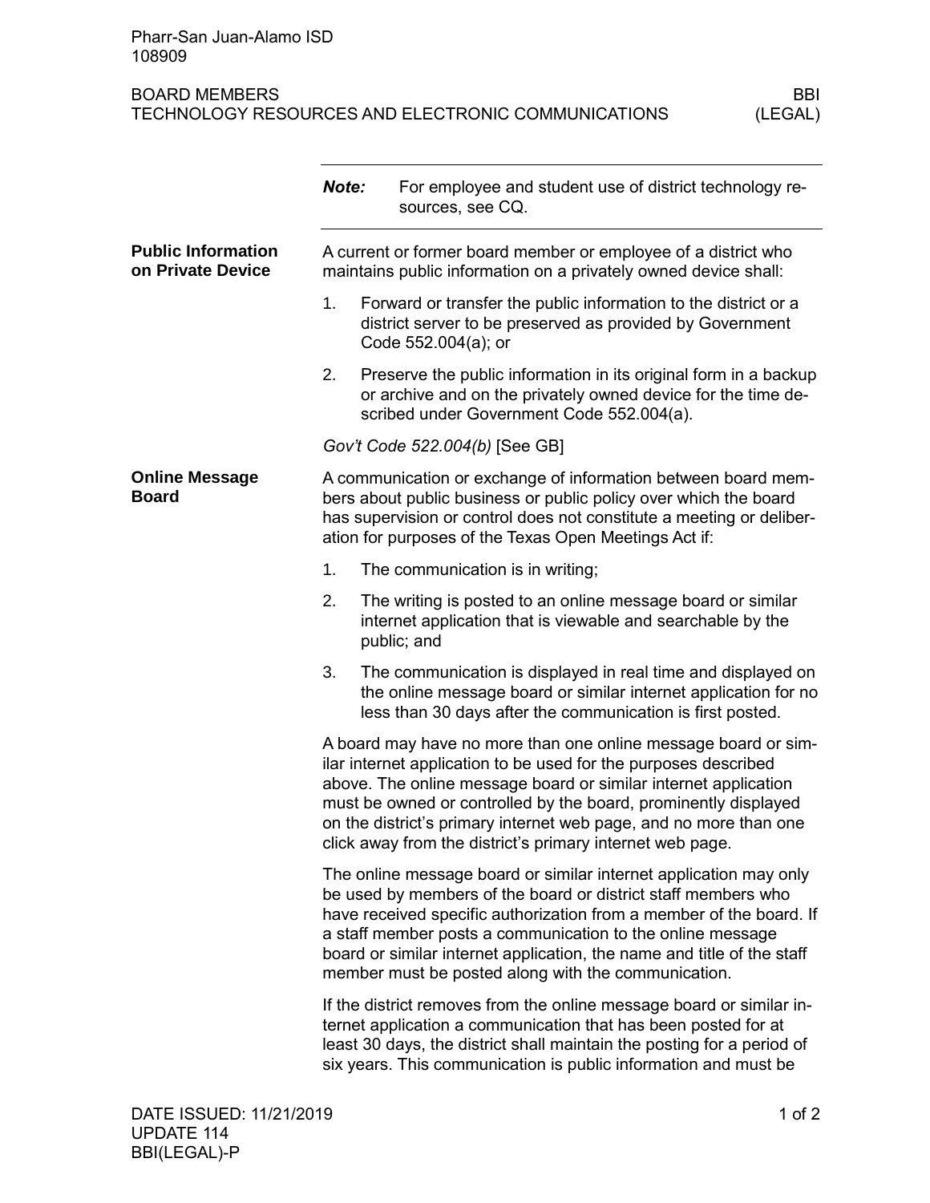Pharr-San Juan-Alamo ISD
108909

BOARD MEMBERS
TECHNOLOGY RESOURCES AND ELECTRONIC COMMUNICATIONS
BBI (LEGAL)

***Note:*** For employee and student use of district technology resources, see CQ.

## Public Information on Private Device

A current or former board member or employee of a district who maintains public information on a privately owned device shall:

1. Forward or transfer the public information to the district or a district server to be preserved as provided by Government Code 552.004(a); or
2. Preserve the public information in its original form in a backup or archive and on the privately owned device for the time described under Government Code 552.004(a).

*Gov't Code 522.004(b)* [See GB]

## Online Message Board

A communication or exchange of information between board members about public business or public policy over which the board has supervision or control does not constitute a meeting or deliberation for purposes of the Texas Open Meetings Act if:

1. The communication is in writing;
2. The writing is posted to an online message board or similar internet application that is viewable and searchable by the public; and
3. The communication is displayed in real time and displayed on the online message board or similar internet application for no less than 30 days after the communication is first posted.

A board may have no more than one online message board or similar internet application to be used for the purposes described above. The online message board or similar internet application must be owned or controlled by the board, prominently displayed on the district's primary internet web page, and no more than one click away from the district's primary internet web page.

The online message board or similar internet application may only be used by members of the board or district staff members who have received specific authorization from a member of the board. If a staff member posts a communication to the online message board or similar internet application, the name and title of the staff member must be posted along with the communication.

If the district removes from the online message board or similar internet application a communication that has been posted for at least 30 days, the district shall maintain the posting for a period of six years. This communication is public information and must be

DATE ISSUED: 11/21/2019
UPDATE 114
BBI(LEGAL)-P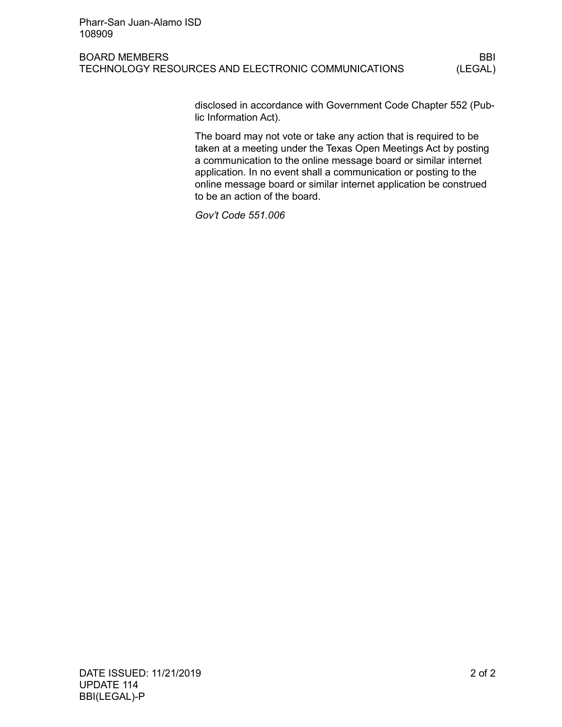disclosed in accordance with Government Code Chapter 552 (Public Information Act).

The board may not vote or take any action that is required to be taken at a meeting under the Texas Open Meetings Act by posting a communication to the online message board or similar internet application. In no event shall a communication or posting to the online message board or similar internet application be construed to be an action of the board.

*Gov't Code 551.006*